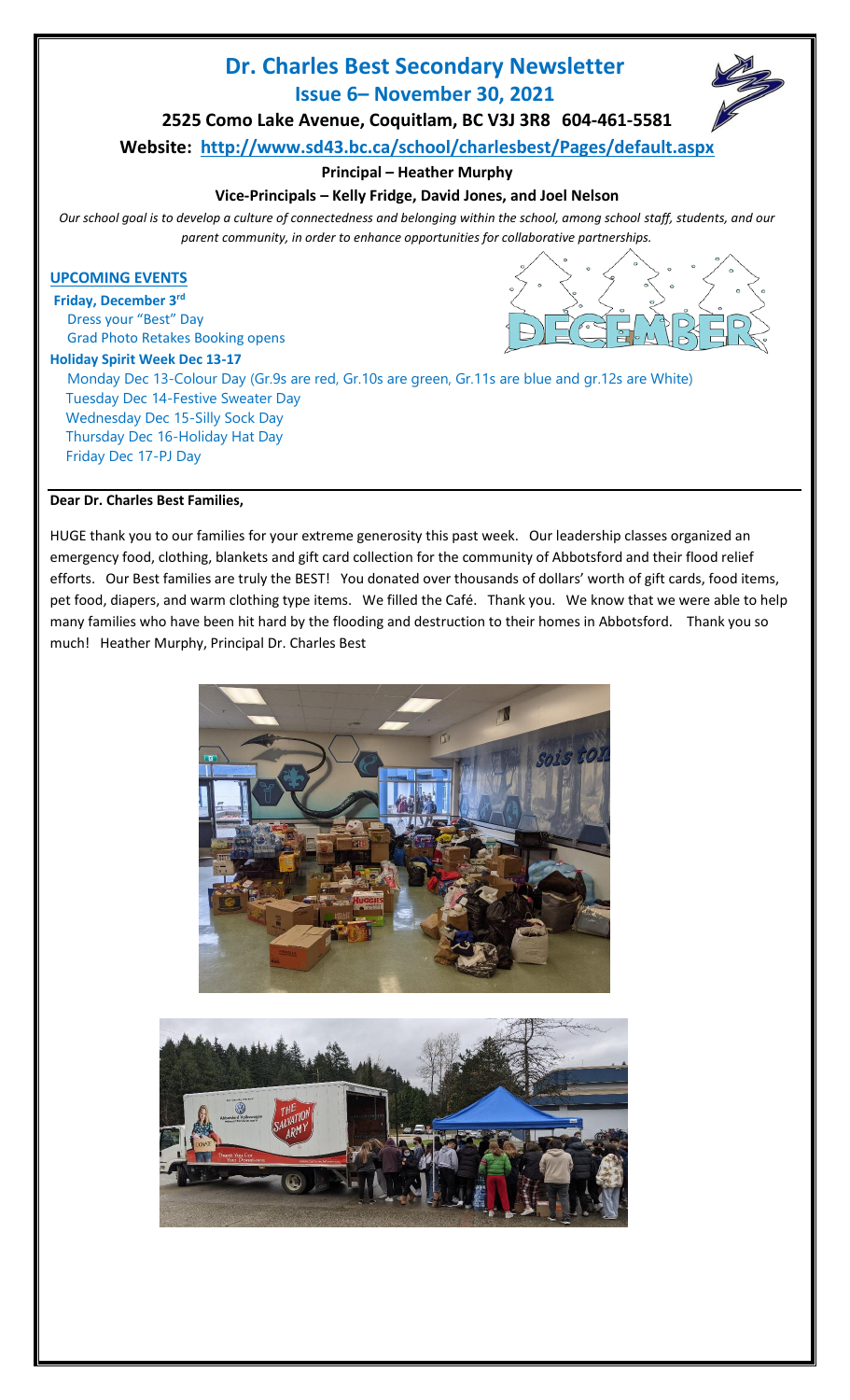# Dr. Charles Best Secondary Newsletter

## Issue 6– November 30, 2021

**2525 Como Lake Avenue, Coquitlam, BC V3J 3R8 604-461-5581**

**Website: http://www.sd43.bc.ca/school/charlesbest/Pages/default.aspx**

**Principal – Heather Murphy**

**Vice-Principals – Kelly Fridge, David Jones, and Joel Nelson**

*Our school goal is to develop a culture of connectedness and belonging within the school, among school staff, students, and our parent community, in order to enhance opportunities for collaborative partnerships.*

### UPCOMING EVENTS

**Friday, December 3rd**

- Dress your "Best" Day
- Grad Photo Retakes Booking opens

**Holiday Spirit Week Dec 13-17**

- Monday Dec 13-Colour Day (Gr.9s are red, Gr.10s are green, Gr.11s are blue and gr.12s are White)
- Tuesday Dec 14-Festive Sweater Day
- Wednesday Dec 15-Silly Sock Day
- Thursday Dec 16-Holiday Hat Day
- Friday Dec 17-PJ Day

**Dear Dr. Charles Best Families,**

HUGE thank you to our families for your extreme generosity this past week. Our leadership classes organized an emergency food, clothing, blankets and gift card collection for the community of Abbotsford and their flood relief efforts. Our Best families are truly the BEST! You donated over thousands of dollars' worth of gift cards, food items, pet food, diapers, and warm clothing type items. We filled the Café. Thank you. We know that we were able to help many families who have been hit hard by the flooding and destruction to their homes in Abbotsford. Thank you so much! Heather Murphy, Principal Dr. Charles Best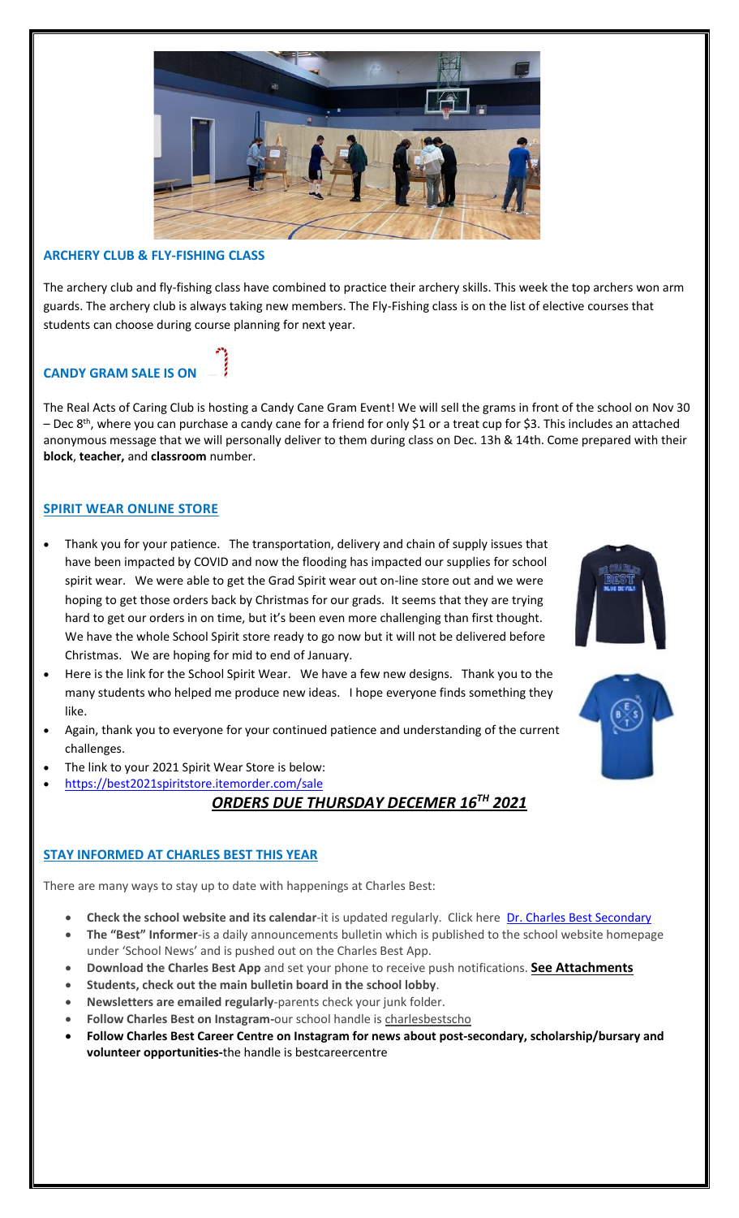## ARCHERY CLUB & FLY-FISHING CLASS

The archery club and fly-fishing class have combined to practice their archery skills. This week the top archers won arm guards. The archery club is always taking new members. The Fly-Fishing class is on the list of elective courses that students can choose during course planning for next year.

## CANDY GRAM SALE IS ON

The Real Acts of Caring Club is hosting a Candy Cane Gram Event! We will sell the grams in front of the school on Nov 30 – Dec 8th, where you can purchase a candy cane for a friend for only $1 or a treat cup for $3. This includes an attached anonymous message that we will personally deliver to them during class on Dec. 13h & 14th. Come prepared with their **block**, **teacher,** and **classroom** number.

## SPIRIT WEAR ONLINE STORE

- Thank you for your patience. The transportation, delivery and chain of supply issues that have been impacted by COVID and now the flooding has impacted our supplies for school spirit wear. We were able to get the Grad Spirit wear out on-line store out and we were hoping to get those orders back by Christmas for our grads. It seems that they are trying hard to get our orders in on time, but it's been even more challenging than first thought. We have the whole School Spirit store ready to go now but it will not be delivered before Christmas. We are hoping for mid to end of January.
- Here is the link for the School Spirit Wear. We have a few new designs. Thank you to the many students who helped me produce new ideas. I hope everyone finds something they like.
- Again, thank you to everyone for your continued patience and understanding of the current challenges.
- The link to your 2021 Spirit Wear Store is below:
- https://best2021spiritstore.itemorder.com/sale

***ORDERS DUE THURSDAY DECEMER 16TH 2021***

## STAY INFORMED AT CHARLES BEST THIS YEAR

There are many ways to stay up to date with happenings at Charles Best:

- **Check the school website and its calendar**-it is updated regularly. Click here Dr. Charles Best Secondary
- **The "Best" Informer**-is a daily announcements bulletin which is published to the school website homepage under 'School News' and is pushed out on the Charles Best App.
- **Download the Charles Best App** and set your phone to receive push notifications. **See Attachments**
- **Students, check out the main bulletin board in the school lobby**.
- **Newsletters are emailed regularly**-parents check your junk folder.
- **Follow Charles Best on Instagram-**our school handle is charlesbestscho
- **Follow Charles Best Career Centre on Instagram for news about post-secondary, scholarship/bursary and volunteer opportunities-**the handle is bestcareercentre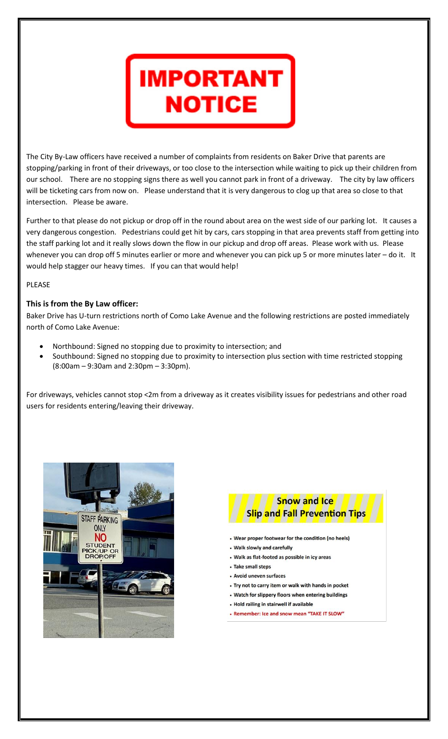# IMPORTANT NOTICE

The City By-Law officers have received a number of complaints from residents on Baker Drive that parents are stopping/parking in front of their driveways, or too close to the intersection while waiting to pick up their children from our school. There are no stopping signs there as well you cannot park in front of a driveway. The city by law officers will be ticketing cars from now on. Please understand that it is very dangerous to clog up that area so close to that intersection. Please be aware.

Further to that please do not pickup or drop off in the round about area on the west side of our parking lot. It causes a very dangerous congestion. Pedestrians could get hit by cars, cars stopping in that area prevents staff from getting into the staff parking lot and it really slows down the flow in our pickup and drop off areas. Please work with us. Please whenever you can drop off 5 minutes earlier or more and whenever you can pick up 5 or more minutes later – do it. It would help stagger our heavy times. If you can that would help!

PLEASE

**This is from the By Law officer:**

Baker Drive has U-turn restrictions north of Como Lake Avenue and the following restrictions are posted immediately north of Como Lake Avenue:

- Northbound: Signed no stopping due to proximity to intersection; and
- Southbound: Signed no stopping due to proximity to intersection plus section with time restricted stopping (8:00am – 9:30am and 2:30pm – 3:30pm).

For driveways, vehicles cannot stop <2m from a driveway as it creates visibility issues for pedestrians and other road users for residents entering/leaving their driveway.

STAFF PARKING ONLY
NO
STUDENT PICK/UP OR DROP/OFF

## Snow and Ice Slip and Fall Prevention Tips

- Wear proper footwear for the condition (no heels)
- Walk slowly and carefully
- Walk as flat-footed as possible in icy areas
- Take small steps
- Avoid uneven surfaces
- Try not to carry item or walk with hands in pocket
- Watch for slippery floors when entering buildings
- Hold railing in stairwell if available
- Remember: Ice and snow mean "TAKE IT SLOW"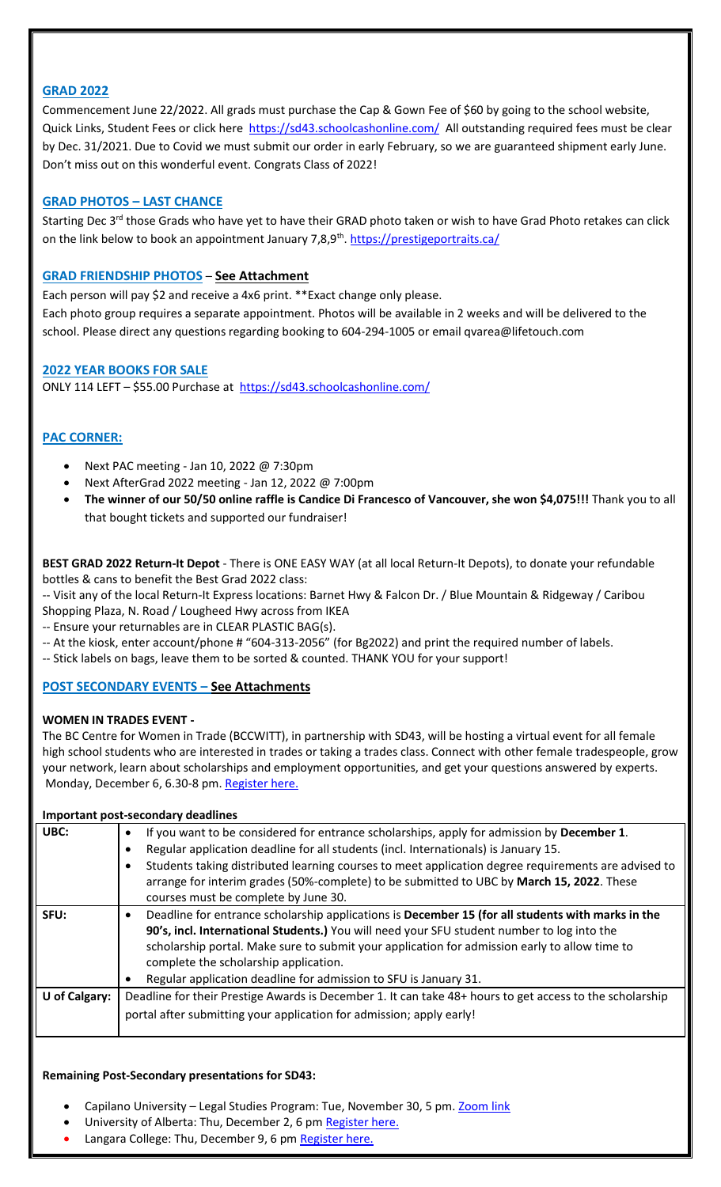## GRAD 2022

Commencement June 22/2022. All grads must purchase the Cap & Gown Fee of $60 by going to the school website, Quick Links, Student Fees or click here https://sd43.schoolcashonline.com/ All outstanding required fees must be clear by Dec. 31/2021. Due to Covid we must submit our order in early February, so we are guaranteed shipment early June. Don't miss out on this wonderful event. Congrats Class of 2022!

## GRAD PHOTOS – LAST CHANCE

Starting Dec 3rd those Grads who have yet to have their GRAD photo taken or wish to have Grad Photo retakes can click on the link below to book an appointment January 7,8,9th. https://prestigeportraits.ca/

## GRAD FRIENDSHIP PHOTOS – **See Attachment**

Each person will pay $2 and receive a 4x6 print. **Exact change only please.
Each photo group requires a separate appointment. Photos will be available in 2 weeks and will be delivered to the school. Please direct any questions regarding booking to 604-294-1005 or email qvarea@lifetouch.com

## 2022 YEAR BOOKS FOR SALE

ONLY 114 LEFT – $55.00 Purchase at https://sd43.schoolcashonline.com/

## PAC CORNER:

- Next PAC meeting - Jan 10, 2022 @ 7:30pm
- Next AfterGrad 2022 meeting - Jan 12, 2022 @ 7:00pm
- **The winner of our 50/50 online raffle is Candice Di Francesco of Vancouver, she won $4,075!!!** Thank you to all that bought tickets and supported our fundraiser!

**BEST GRAD 2022 Return-It Depot** - There is ONE EASY WAY (at all local Return-It Depots), to donate your refundable bottles & cans to benefit the Best Grad 2022 class:

-- Visit any of the local Return-It Express locations: Barnet Hwy & Falcon Dr. / Blue Mountain & Ridgeway / Caribou Shopping Plaza, N. Road / Lougheed Hwy across from IKEA
-- Ensure your returnables are in CLEAR PLASTIC BAG(s).
-- At the kiosk, enter account/phone # "604-313-2056" (for Bg2022) and print the required number of labels.
-- Stick labels on bags, leave them to be sorted & counted. THANK YOU for your support!

## POST SECONDARY EVENTS – See Attachments

**WOMEN IN TRADES EVENT -**

The BC Centre for Women in Trade (BCCWITT), in partnership with SD43, will be hosting a virtual event for all female high school students who are interested in trades or taking a trades class. Connect with other female tradespeople, grow your network, learn about scholarships and employment opportunities, and get your questions answered by experts. Monday, December 6, 6.30-8 pm. Register here.

**Important post-secondary deadlines**

| | |
|---|---|
| **UBC:** | • If you want to be considered for entrance scholarships, apply for admission by **December 1**.<br>• Regular application deadline for all students (incl. Internationals) is January 15.<br>• Students taking distributed learning courses to meet application degree requirements are advised to arrange for interim grades (50%-complete) to be submitted to UBC by **March 15, 2022**. These courses must be complete by June 30. |
| **SFU:** | • Deadline for entrance scholarship applications is **December 15 (for all students with marks in the 90's, incl. International Students.)** You will need your SFU student number to log into the scholarship portal. Make sure to submit your application for admission early to allow time to complete the scholarship application.<br>• Regular application deadline for admission to SFU is January 31. |
| **U of Calgary:** | Deadline for their Prestige Awards is December 1. It can take 48+ hours to get access to the scholarship portal after submitting your application for admission; apply early! |

**Remaining Post-Secondary presentations for SD43:**

- Capilano University – Legal Studies Program: Tue, November 30, 5 pm. Zoom link
- University of Alberta: Thu, December 2, 6 pm Register here.
- Langara College: Thu, December 9, 6 pm Register here.